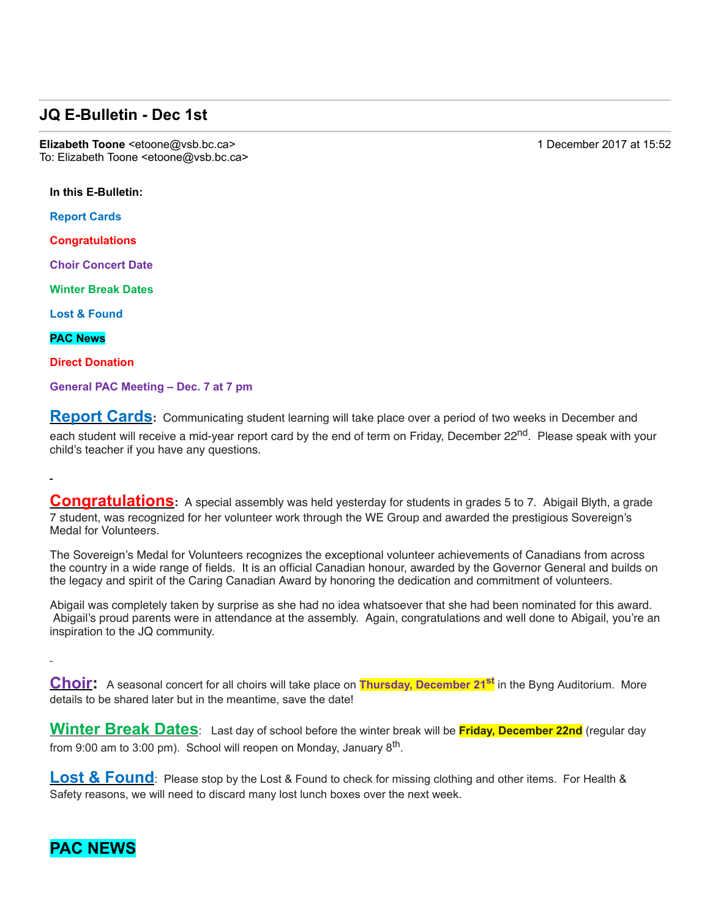## JQ E-Bulletin - Dec 1st

**Elizabeth Toone** <etoone@vsb.bc.ca> 1 December 2017 at 15:52
To: Elizabeth Toone <etoone@vsb.bc.ca>

**In this E-Bulletin:**

**Report Cards**

**Congratulations**

**Choir Concert Date**

**Winter Break Dates**

**Lost & Found**

**PAC News**

**Direct Donation**

**General PAC Meeting – Dec. 7 at 7 pm**

**Report Cards**: Communicating student learning will take place over a period of two weeks in December and each student will receive a mid-year report card by the end of term on Friday, December 22nd. Please speak with your child's teacher if you have any questions.

**Congratulations**: A special assembly was held yesterday for students in grades 5 to 7. Abigail Blyth, a grade 7 student, was recognized for her volunteer work through the WE Group and awarded the prestigious Sovereign's Medal for Volunteers.

The Sovereign's Medal for Volunteers recognizes the exceptional volunteer achievements of Canadians from across the country in a wide range of fields. It is an official Canadian honour, awarded by the Governor General and builds on the legacy and spirit of the Caring Canadian Award by honoring the dedication and commitment of volunteers.

Abigail was completely taken by surprise as she had no idea whatsoever that she had been nominated for this award. Abigail's proud parents were in attendance at the assembly. Again, congratulations and well done to Abigail, you're an inspiration to the JQ community.

**Choir**: A seasonal concert for all choirs will take place on **Thursday, December 21st** in the Byng Auditorium. More details to be shared later but in the meantime, save the date!

**Winter Break Dates**: Last day of school before the winter break will be **Friday, December 22nd** (regular day from 9:00 am to 3:00 pm). School will reopen on Monday, January 8th.

**Lost & Found**: Please stop by the Lost & Found to check for missing clothing and other items. For Health & Safety reasons, we will need to discard many lost lunch boxes over the next week.

## PAC NEWS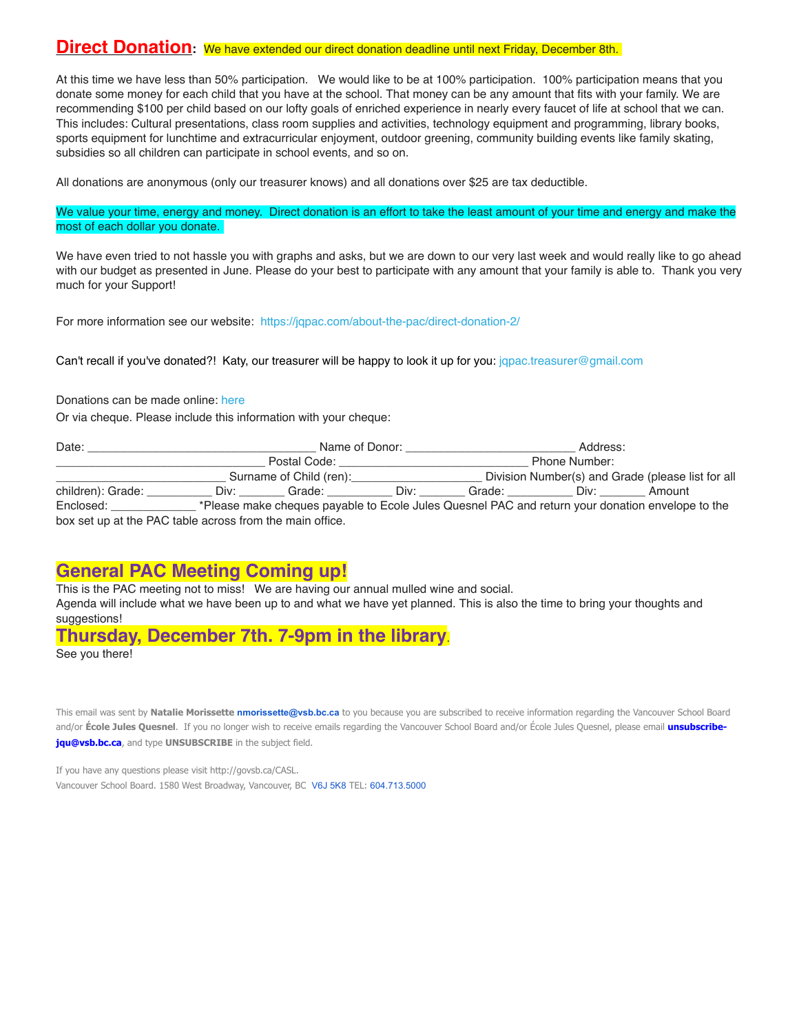## Direct Donation: We have extended our direct donation deadline until next Friday, December 8th.

At this time we have less than 50% participation. We would like to be at 100% participation. 100% participation means that you donate some money for each child that you have at the school. That money can be any amount that fits with your family. We are recommending $100 per child based on our lofty goals of enriched experience in nearly every faucet of life at school that we can. This includes: Cultural presentations, class room supplies and activities, technology equipment and programming, library books, sports equipment for lunchtime and extracurricular enjoyment, outdoor greening, community building events like family skating, subsidies so all children can participate in school events, and so on.

All donations are anonymous (only our treasurer knows) and all donations over $25 are tax deductible.

We value your time, energy and money. Direct donation is an effort to take the least amount of your time and energy and make the most of each dollar you donate.

We have even tried to not hassle you with graphs and asks, but we are down to our very last week and would really like to go ahead with our budget as presented in June. Please do your best to participate with any amount that your family is able to. Thank you very much for your Support!

For more information see our website: https://jqpac.com/about-the-pac/direct-donation-2/

Can't recall if you've donated?! Katy, our treasurer will be happy to look it up for you: jqpac.treasurer@gmail.com

Donations can be made online: here

Or via cheque. Please include this information with your cheque:

Date: ___________________________________ Name of Donor: __________________________ Address: _______________________________ Postal Code: _____________________________ Phone Number: __________________________ Surname of Child (ren):____________________ Division Number(s) and Grade (please list for all children): Grade: __________ Div: _______ Grade: __________ Div: _______ Grade: __________ Div: _______ Amount Enclosed: _____________ *Please make cheques payable to Ecole Jules Quesnel PAC and return your donation envelope to the box set up at the PAC table across from the main office.

## General PAC Meeting Coming up!

This is the PAC meeting not to miss! We are having our annual mulled wine and social.

Agenda will include what we have been up to and what we have yet planned. This is also the time to bring your thoughts and suggestions!

## Thursday, December 7th. 7-9pm in the library.

See you there!

This email was sent by **Natalie Morissette** nmorissette@vsb.bc.ca to you because you are subscribed to receive information regarding the Vancouver School Board and/or **École Jules Quesnel**. If you no longer wish to receive emails regarding the Vancouver School Board and/or École Jules Quesnel, please email **unsubscribe-jqu@vsb.bc.ca**, and type **UNSUBSCRIBE** in the subject field.

If you have any questions please visit http://govsb.ca/CASL.

Vancouver School Board. 1580 West Broadway, Vancouver, BC V6J 5K8 TEL: 604.713.5000